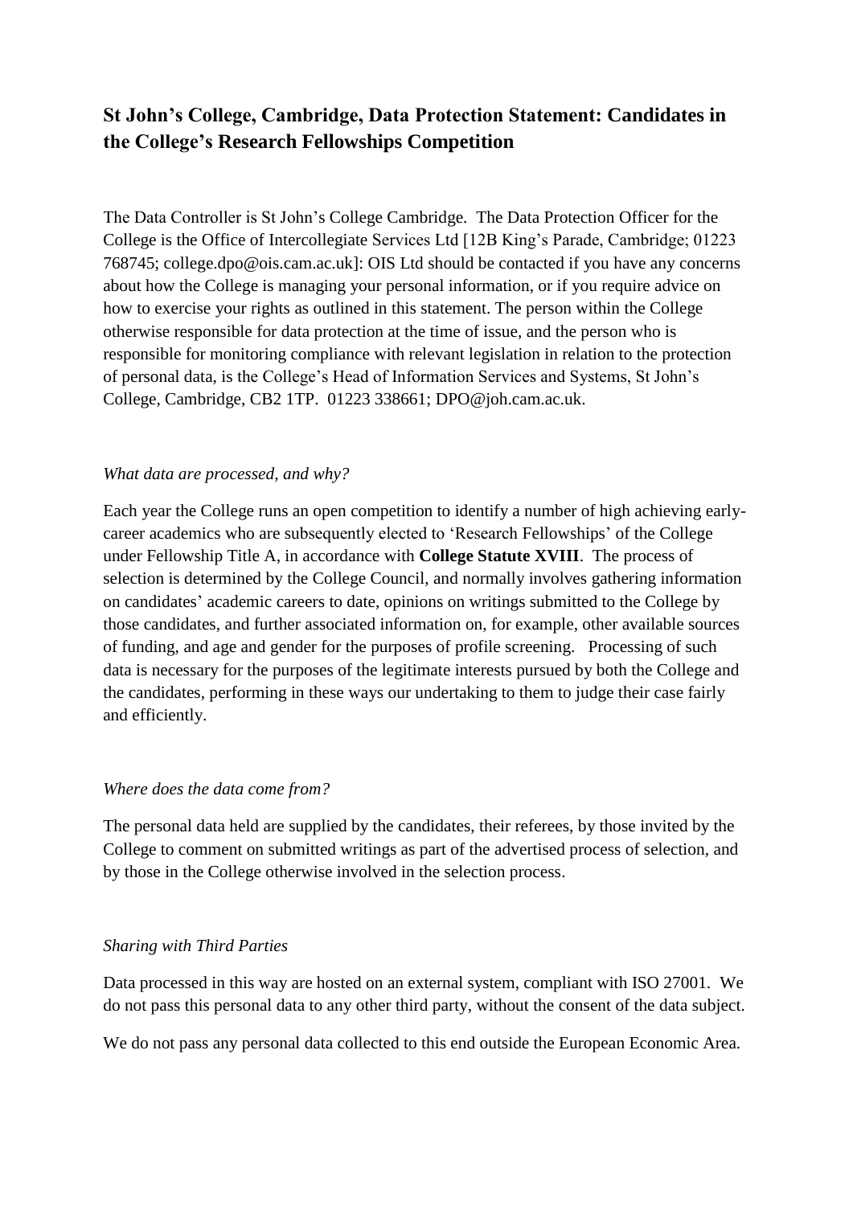# St John's College, Cambridge, Data Protection Statement: Candidates in the College's Research Fellowships Competition

The Data Controller is St John's College Cambridge. The Data Protection Officer for the College is the Office of Intercollegiate Services Ltd [12B King's Parade, Cambridge; 01223 768745; college.dpo@ois.cam.ac.uk]: OIS Ltd should be contacted if you have any concerns about how the College is managing your personal information, or if you require advice on how to exercise your rights as outlined in this statement. The person within the College otherwise responsible for data protection at the time of issue, and the person who is responsible for monitoring compliance with relevant legislation in relation to the protection of personal data, is the College's Head of Information Services and Systems, St John's College, Cambridge, CB2 1TP. 01223 338661; DPO@joh.cam.ac.uk.

*What data are processed, and why?*

Each year the College runs an open competition to identify a number of high achieving early-career academics who are subsequently elected to 'Research Fellowships' of the College under Fellowship Title A, in accordance with **College Statute XVIII**. The process of selection is determined by the College Council, and normally involves gathering information on candidates' academic careers to date, opinions on writings submitted to the College by those candidates, and further associated information on, for example, other available sources of funding, and age and gender for the purposes of profile screening. Processing of such data is necessary for the purposes of the legitimate interests pursued by both the College and the candidates, performing in these ways our undertaking to them to judge their case fairly and efficiently.

*Where does the data come from?*

The personal data held are supplied by the candidates, their referees, by those invited by the College to comment on submitted writings as part of the advertised process of selection, and by those in the College otherwise involved in the selection process.

*Sharing with Third Parties*

Data processed in this way are hosted on an external system, compliant with ISO 27001. We do not pass this personal data to any other third party, without the consent of the data subject.

We do not pass any personal data collected to this end outside the European Economic Area.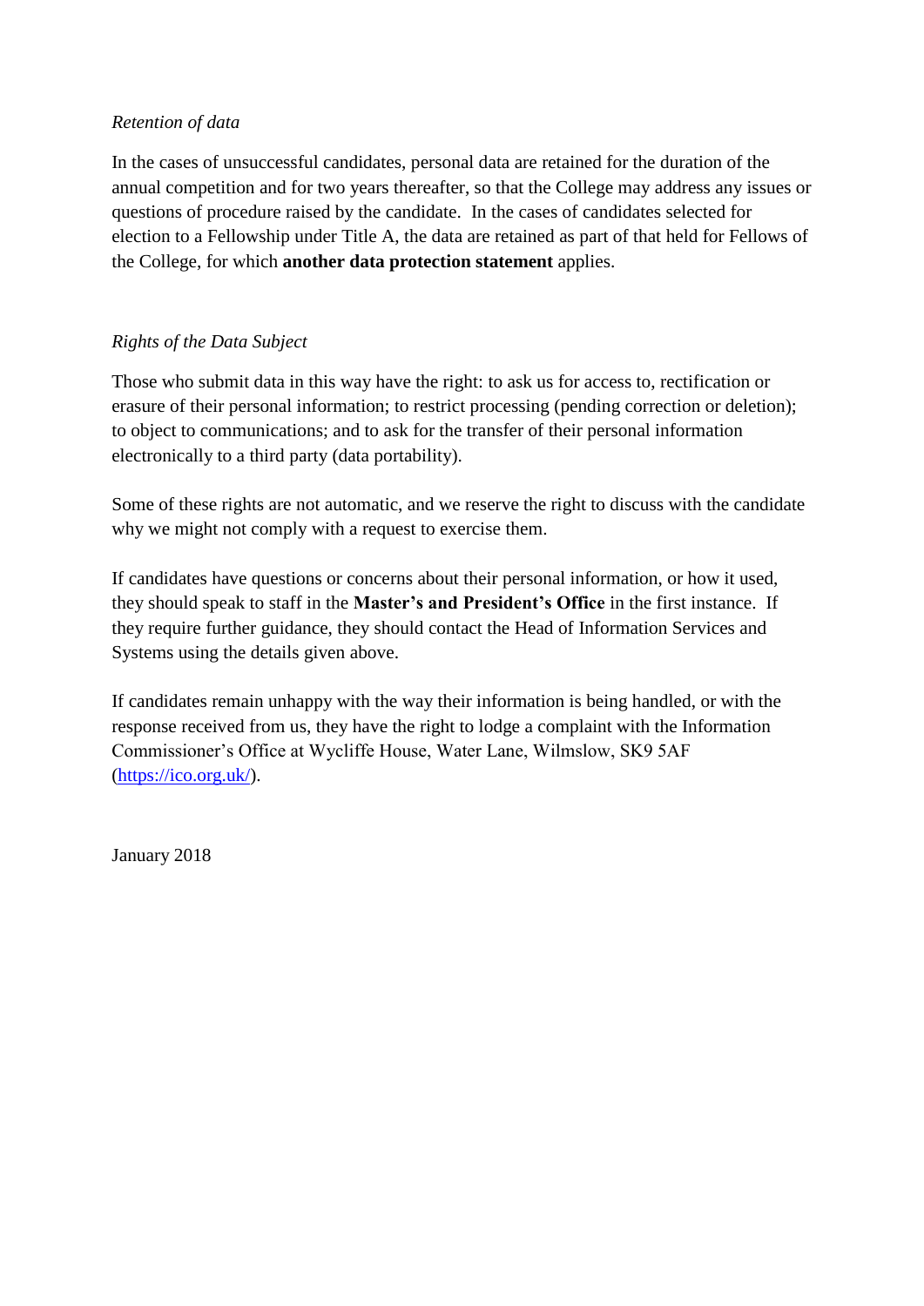*Retention of data*

In the cases of unsuccessful candidates, personal data are retained for the duration of the annual competition and for two years thereafter, so that the College may address any issues or questions of procedure raised by the candidate. In the cases of candidates selected for election to a Fellowship under Title A, the data are retained as part of that held for Fellows of the College, for which **another data protection statement** applies.

*Rights of the Data Subject*

Those who submit data in this way have the right: to ask us for access to, rectification or erasure of their personal information; to restrict processing (pending correction or deletion); to object to communications; and to ask for the transfer of their personal information electronically to a third party (data portability).

Some of these rights are not automatic, and we reserve the right to discuss with the candidate why we might not comply with a request to exercise them.

If candidates have questions or concerns about their personal information, or how it used, they should speak to staff in the **Master's and President's Office** in the first instance. If they require further guidance, they should contact the Head of Information Services and Systems using the details given above.

If candidates remain unhappy with the way their information is being handled, or with the response received from us, they have the right to lodge a complaint with the Information Commissioner's Office at Wycliffe House, Water Lane, Wilmslow, SK9 5AF (https://ico.org.uk/).

January 2018